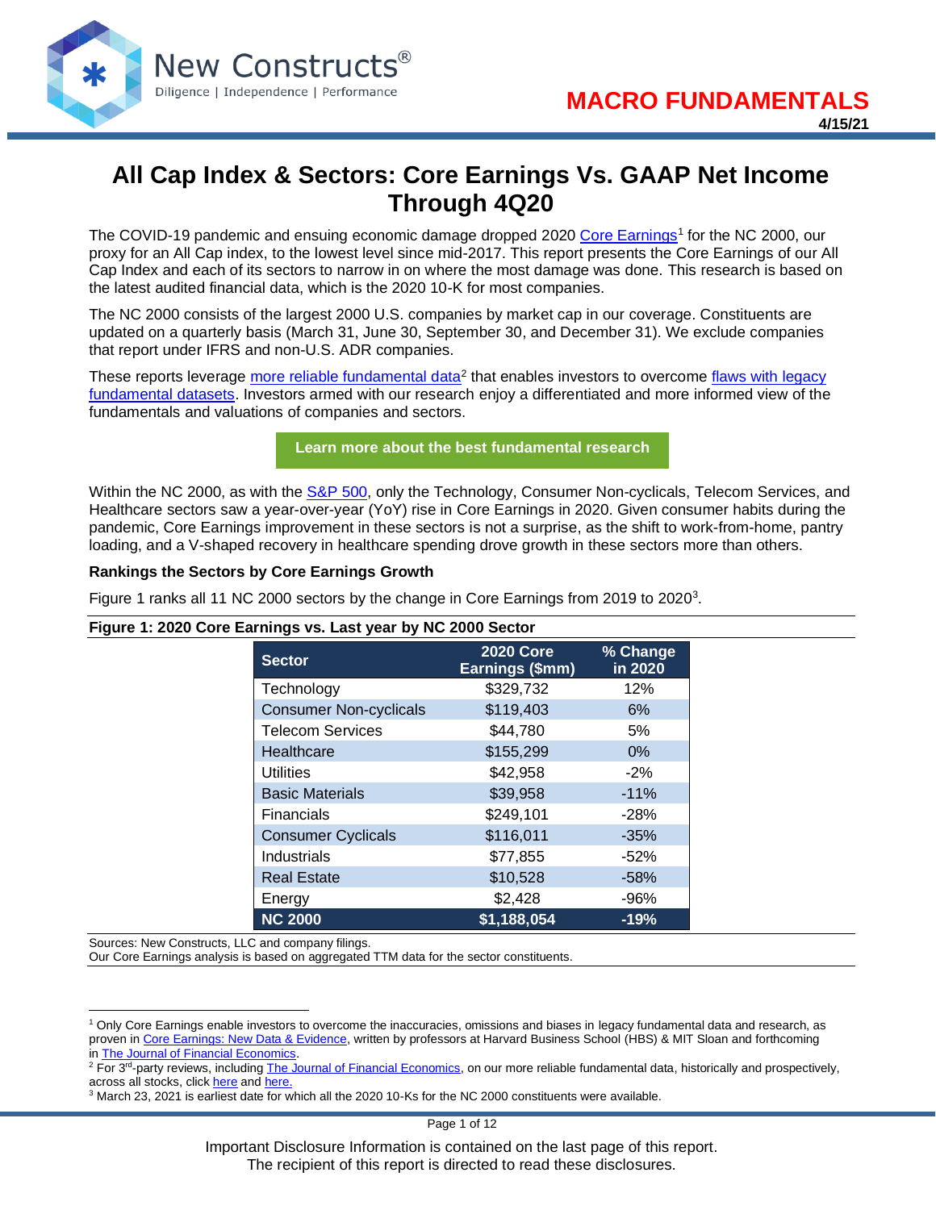New Constructs®

Diligence | Independence | Performance

**MACRO FUNDAMENTALS**

**4/15/21**

# All Cap Index & Sectors: Core Earnings Vs. GAAP Net Income Through 4Q20

The COVID-19 pandemic and ensuing economic damage dropped 2020 Core Earnings[1] for the NC 2000, our proxy for an All Cap index, to the lowest level since mid-2017. This report presents the Core Earnings of our All Cap Index and each of its sectors to narrow in on where the most damage was done. This research is based on the latest audited financial data, which is the 2020 10-K for most companies.

The NC 2000 consists of the largest 2000 U.S. companies by market cap in our coverage. Constituents are updated on a quarterly basis (March 31, June 30, September 30, and December 31). We exclude companies that report under IFRS and non-U.S. ADR companies.

These reports leverage more reliable fundamental data[2] that enables investors to overcome flaws with legacy fundamental datasets. Investors armed with our research enjoy a differentiated and more informed view of the fundamentals and valuations of companies and sectors.

**Learn more about the best fundamental research**

Within the NC 2000, as with the S&P 500, only the Technology, Consumer Non-cyclicals, Telecom Services, and Healthcare sectors saw a year-over-year (YoY) rise in Core Earnings in 2020. Given consumer habits during the pandemic, Core Earnings improvement in these sectors is not a surprise, as the shift to work-from-home, pantry loading, and a V-shaped recovery in healthcare spending drove growth in these sectors more than others.

**Rankings the Sectors by Core Earnings Growth**

Figure 1 ranks all 11 NC 2000 sectors by the change in Core Earnings from 2019 to 2020[3].

**Figure 1: 2020 Core Earnings vs. Last year by NC 2000 Sector**

| Sector | 2020 Core Earnings ($mm) | % Change in 2020 |
|---|---|---|
| Technology | $329,732 | 12% |
| Consumer Non-cyclicals | $119,403 | 6% |
| Telecom Services | $44,780 | 5% |
| Healthcare | $155,299 | 0% |
| Utilities | $42,958 | -2% |
| Basic Materials | $39,958 | -11% |
| Financials | $249,101 | -28% |
| Consumer Cyclicals | $116,011 | -35% |
| Industrials | $77,855 | -52% |
| Real Estate | $10,528 | -58% |
| Energy | $2,428 | -96% |
| **NC 2000** | **$1,188,054** | **-19%** |

Sources: New Constructs, LLC and company filings.
Our Core Earnings analysis is based on aggregated TTM data for the sector constituents.

[1] Only Core Earnings enable investors to overcome the inaccuracies, omissions and biases in legacy fundamental data and research, as proven in Core Earnings: New Data & Evidence, written by professors at Harvard Business School (HBS) & MIT Sloan and forthcoming in The Journal of Financial Economics.

[2] For 3rd-party reviews, including The Journal of Financial Economics, on our more reliable fundamental data, historically and prospectively, across all stocks, click here and here.

[3] March 23, 2021 is earliest date for which all the 2020 10-Ks for the NC 2000 constituents were available.

Important Disclosure Information is contained on the last page of this report.
The recipient of this report is directed to read these disclosures.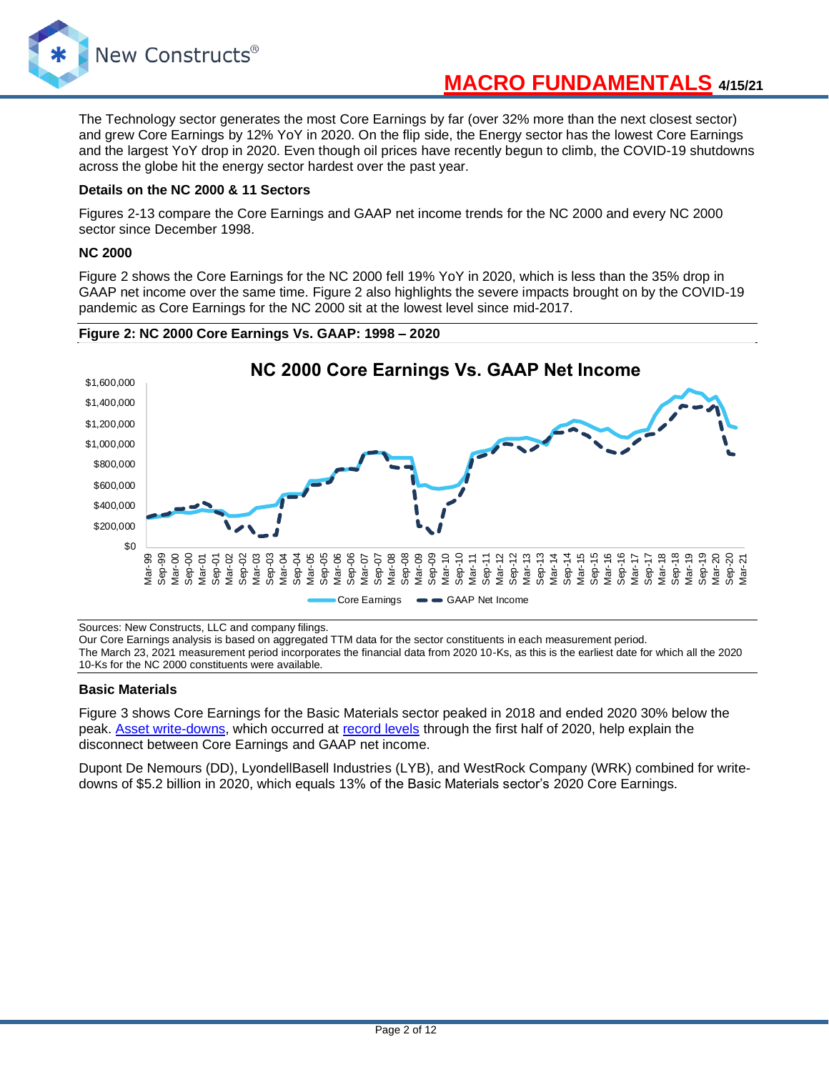The Technology sector generates the most Core Earnings by far (over 32% more than the next closest sector) and grew Core Earnings by 12% YoY in 2020. On the flip side, the Energy sector has the lowest Core Earnings and the largest YoY drop in 2020. Even though oil prices have recently begun to climb, the COVID-19 shutdowns across the globe hit the energy sector hardest over the past year.

**Details on the NC 2000 & 11 Sectors**

Figures 2-13 compare the Core Earnings and GAAP net income trends for the NC 2000 and every NC 2000 sector since December 1998.

**NC 2000**

Figure 2 shows the Core Earnings for the NC 2000 fell 19% YoY in 2020, which is less than the 35% drop in GAAP net income over the same time. Figure 2 also highlights the severe impacts brought on by the COVID-19 pandemic as Core Earnings for the NC 2000 sit at the lowest level since mid-2017.

**Figure 2: NC 2000 Core Earnings Vs. GAAP: 1998 – 2020**

Sources: New Constructs, LLC and company filings.
Our Core Earnings analysis is based on aggregated TTM data for the sector constituents in each measurement period.
The March 23, 2021 measurement period incorporates the financial data from 2020 10-Ks, as this is the earliest date for which all the 2020 10-Ks for the NC 2000 constituents were available.

**Basic Materials**

Figure 3 shows Core Earnings for the Basic Materials sector peaked in 2018 and ended 2020 30% below the peak. Asset write-downs, which occurred at record levels through the first half of 2020, help explain the disconnect between Core Earnings and GAAP net income.

Dupont De Nemours (DD), LyondellBasell Industries (LYB), and WestRock Company (WRK) combined for write-downs of $5.2 billion in 2020, which equals 13% of the Basic Materials sector's 2020 Core Earnings.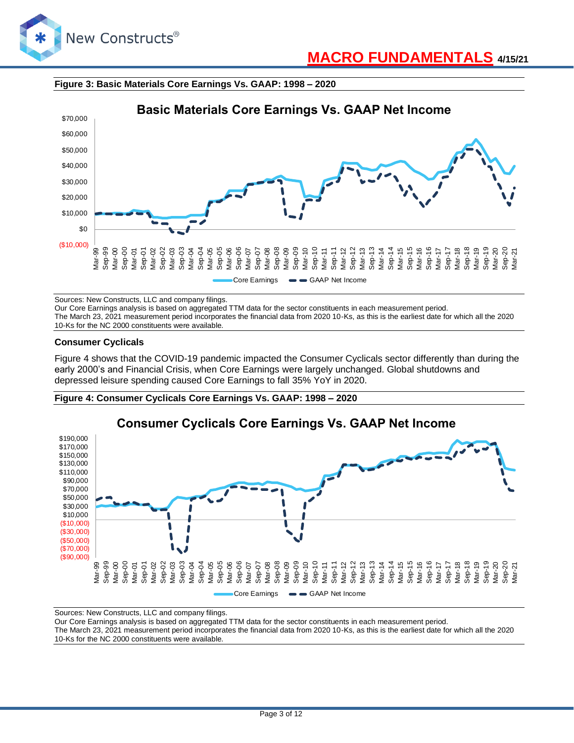**Figure 3: Basic Materials Core Earnings Vs. GAAP: 1998 – 2020**

Sources: New Constructs, LLC and company filings.
Our Core Earnings analysis is based on aggregated TTM data for the sector constituents in each measurement period.
The March 23, 2021 measurement period incorporates the financial data from 2020 10-Ks, as this is the earliest date for which all the 2020 10-Ks for the NC 2000 constituents were available.

### Consumer Cyclicals

Figure 4 shows that the COVID-19 pandemic impacted the Consumer Cyclicals sector differently than during the early 2000's and Financial Crisis, when Core Earnings were largely unchanged. Global shutdowns and depressed leisure spending caused Core Earnings to fall 35% YoY in 2020.

**Figure 4: Consumer Cyclicals Core Earnings Vs. GAAP: 1998 – 2020**

Sources: New Constructs, LLC and company filings.
Our Core Earnings analysis is based on aggregated TTM data for the sector constituents in each measurement period.
The March 23, 2021 measurement period incorporates the financial data from 2020 10-Ks, as this is the earliest date for which all the 2020 10-Ks for the NC 2000 constituents were available.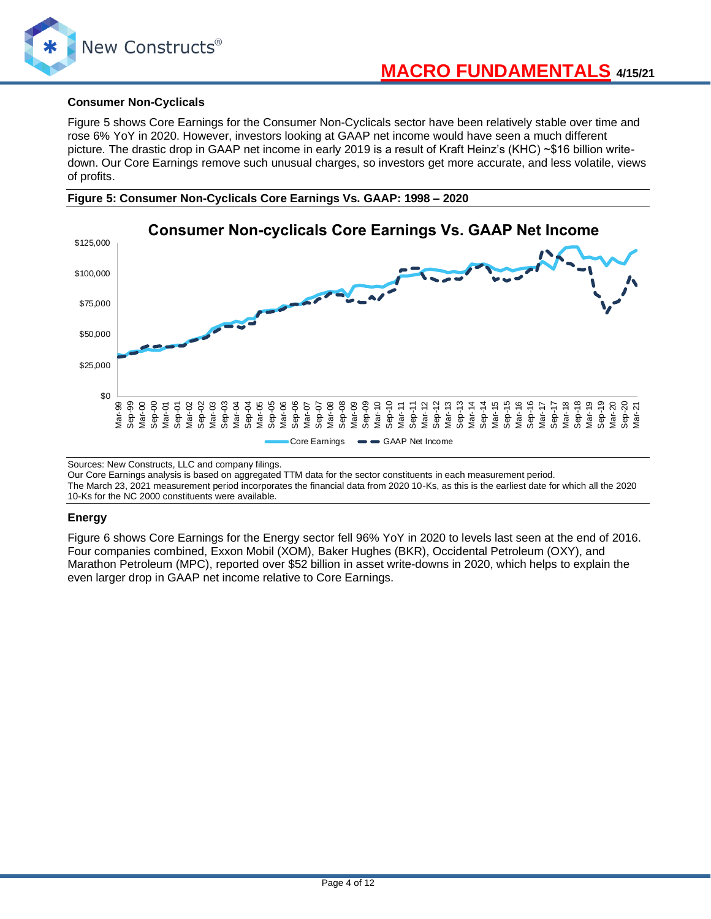### Consumer Non-Cyclicals

Figure 5 shows Core Earnings for the Consumer Non-Cyclicals sector have been relatively stable over time and rose 6% YoY in 2020. However, investors looking at GAAP net income would have seen a much different picture. The drastic drop in GAAP net income in early 2019 is a result of Kraft Heinz's (KHC) ~$16 billion write-down. Our Core Earnings remove such unusual charges, so investors get more accurate, and less volatile, views of profits.

**Figure 5: Consumer Non-Cyclicals Core Earnings Vs. GAAP: 1998 – 2020**

Sources: New Constructs, LLC and company filings.
Our Core Earnings analysis is based on aggregated TTM data for the sector constituents in each measurement period.
The March 23, 2021 measurement period incorporates the financial data from 2020 10-Ks, as this is the earliest date for which all the 2020 10-Ks for the NC 2000 constituents were available.

### Energy

Figure 6 shows Core Earnings for the Energy sector fell 96% YoY in 2020 to levels last seen at the end of 2016. Four companies combined, Exxon Mobil (XOM), Baker Hughes (BKR), Occidental Petroleum (OXY), and Marathon Petroleum (MPC), reported over $52 billion in asset write-downs in 2020, which helps to explain the even larger drop in GAAP net income relative to Core Earnings.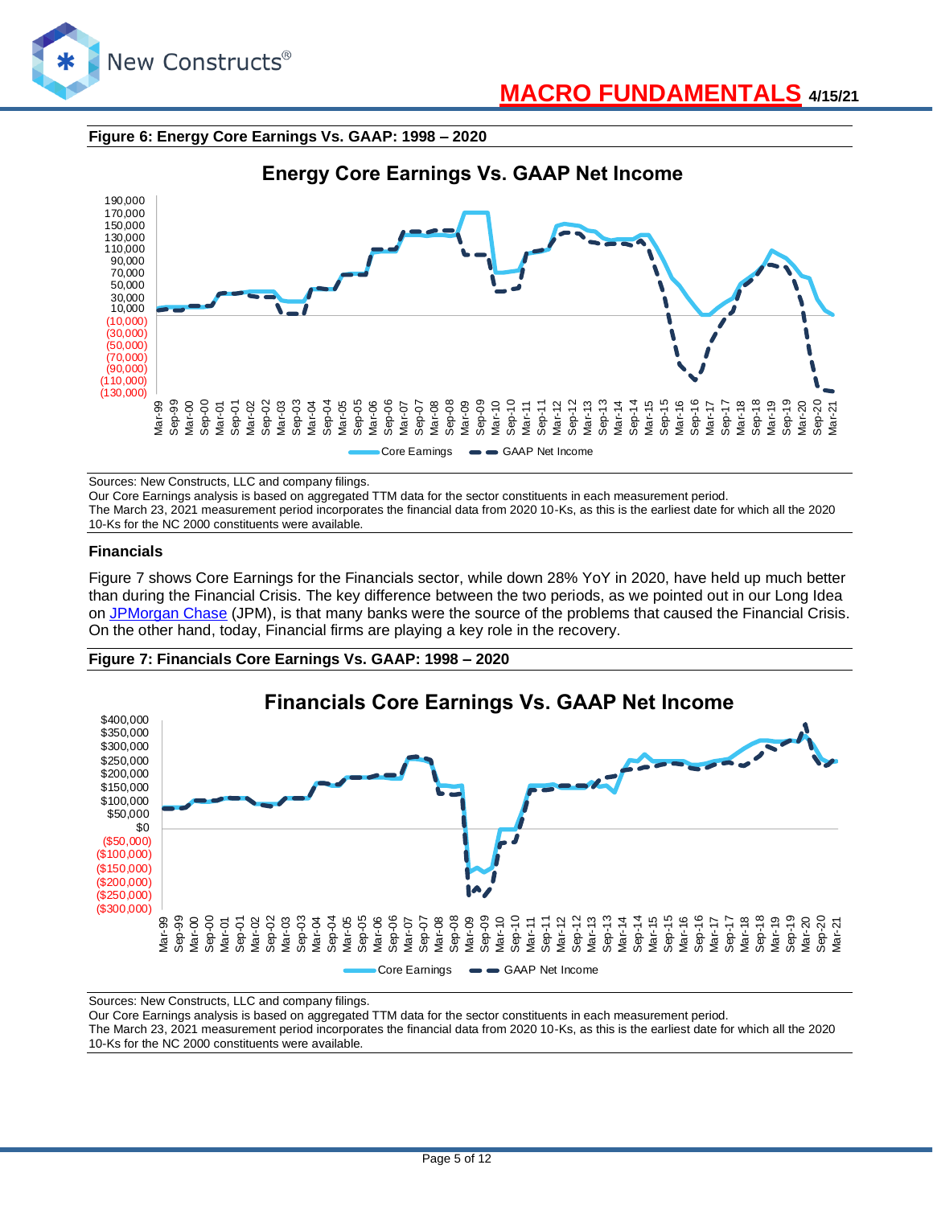**Figure 6: Energy Core Earnings Vs. GAAP: 1998 – 2020**

Sources: New Constructs, LLC and company filings.
Our Core Earnings analysis is based on aggregated TTM data for the sector constituents in each measurement period.
The March 23, 2021 measurement period incorporates the financial data from 2020 10-Ks, as this is the earliest date for which all the 2020 10-Ks for the NC 2000 constituents were available.

### Financials

Figure 7 shows Core Earnings for the Financials sector, while down 28% YoY in 2020, have held up much better than during the Financial Crisis. The key difference between the two periods, as we pointed out in our Long Idea on JPMorgan Chase (JPM), is that many banks were the source of the problems that caused the Financial Crisis. On the other hand, today, Financial firms are playing a key role in the recovery.

**Figure 7: Financials Core Earnings Vs. GAAP: 1998 – 2020**

Sources: New Constructs, LLC and company filings.
Our Core Earnings analysis is based on aggregated TTM data for the sector constituents in each measurement period.
The March 23, 2021 measurement period incorporates the financial data from 2020 10-Ks, as this is the earliest date for which all the 2020 10-Ks for the NC 2000 constituents were available.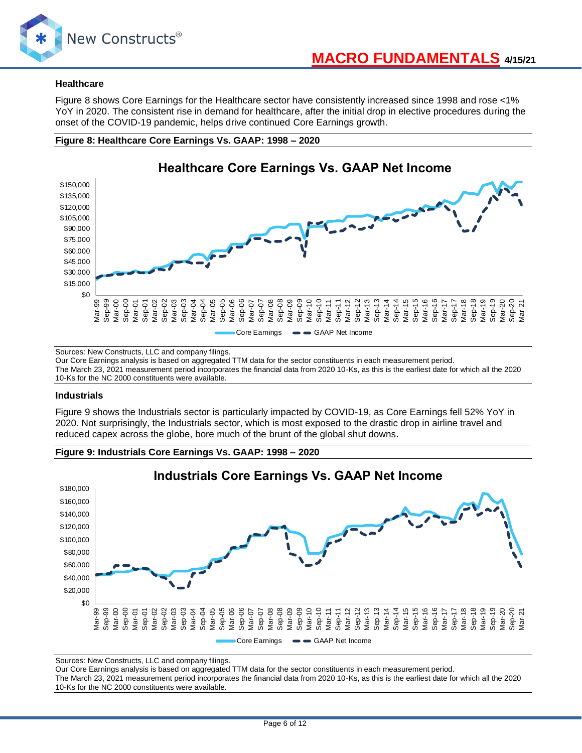### Healthcare

Figure 8 shows Core Earnings for the Healthcare sector have consistently increased since 1998 and rose <1% YoY in 2020. The consistent rise in demand for healthcare, after the initial drop in elective procedures during the onset of the COVID-19 pandemic, helps drive continued Core Earnings growth.

**Figure 8: Healthcare Core Earnings Vs. GAAP: 1998 – 2020**

Sources: New Constructs, LLC and company filings.
Our Core Earnings analysis is based on aggregated TTM data for the sector constituents in each measurement period.
The March 23, 2021 measurement period incorporates the financial data from 2020 10-Ks, as this is the earliest date for which all the 2020 10-Ks for the NC 2000 constituents were available.

### Industrials

Figure 9 shows the Industrials sector is particularly impacted by COVID-19, as Core Earnings fell 52% YoY in 2020. Not surprisingly, the Industrials sector, which is most exposed to the drastic drop in airline travel and reduced capex across the globe, bore much of the brunt of the global shut downs.

**Figure 9: Industrials Core Earnings Vs. GAAP: 1998 – 2020**

Sources: New Constructs, LLC and company filings.
Our Core Earnings analysis is based on aggregated TTM data for the sector constituents in each measurement period.
The March 23, 2021 measurement period incorporates the financial data from 2020 10-Ks, as this is the earliest date for which all the 2020 10-Ks for the NC 2000 constituents were available.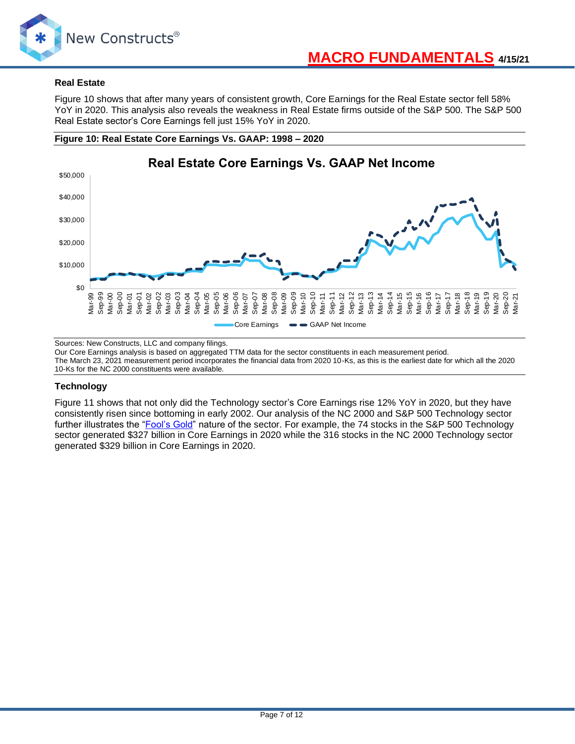### Real Estate

Figure 10 shows that after many years of consistent growth, Core Earnings for the Real Estate sector fell 58% YoY in 2020. This analysis also reveals the weakness in Real Estate firms outside of the S&P 500. The S&P 500 Real Estate sector's Core Earnings fell just 15% YoY in 2020.

**Figure 10: Real Estate Core Earnings Vs. GAAP: 1998 – 2020**

Sources: New Constructs, LLC and company filings.
Our Core Earnings analysis is based on aggregated TTM data for the sector constituents in each measurement period.
The March 23, 2021 measurement period incorporates the financial data from 2020 10-Ks, as this is the earliest date for which all the 2020 10-Ks for the NC 2000 constituents were available.

### Technology

Figure 11 shows that not only did the Technology sector's Core Earnings rise 12% YoY in 2020, but they have consistently risen since bottoming in early 2002. Our analysis of the NC 2000 and S&P 500 Technology sector further illustrates the "Fool's Gold" nature of the sector. For example, the 74 stocks in the S&P 500 Technology sector generated $327 billion in Core Earnings in 2020 while the 316 stocks in the NC 2000 Technology sector generated $329 billion in Core Earnings in 2020.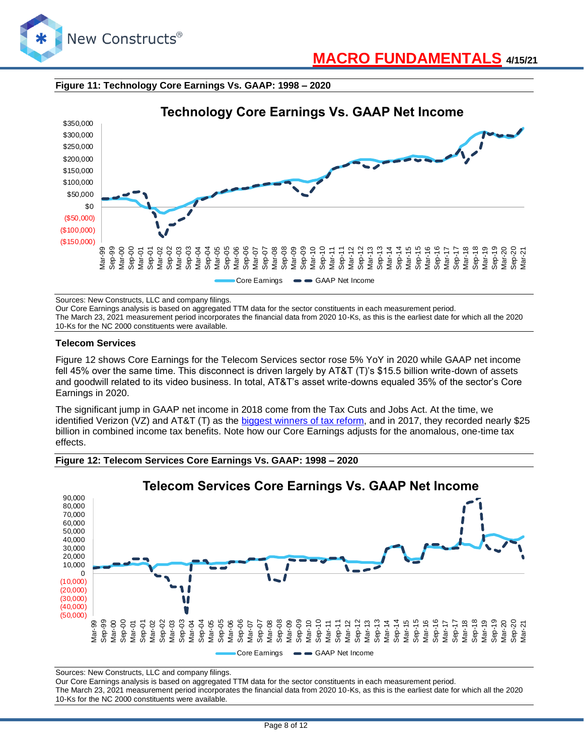**Figure 11: Technology Core Earnings Vs. GAAP: 1998 – 2020**

Sources: New Constructs, LLC and company filings.
Our Core Earnings analysis is based on aggregated TTM data for the sector constituents in each measurement period.
The March 23, 2021 measurement period incorporates the financial data from 2020 10-Ks, as this is the earliest date for which all the 2020 10-Ks for the NC 2000 constituents were available.

### Telecom Services

Figure 12 shows Core Earnings for the Telecom Services sector rose 5% YoY in 2020 while GAAP net income fell 45% over the same time. This disconnect is driven largely by AT&T (T)'s $15.5 billion write-down of assets and goodwill related to its video business. In total, AT&T's asset write-downs equaled 35% of the sector's Core Earnings in 2020.

The significant jump in GAAP net income in 2018 come from the Tax Cuts and Jobs Act. At the time, we identified Verizon (VZ) and AT&T (T) as the biggest winners of tax reform, and in 2017, they recorded nearly $25 billion in combined income tax benefits. Note how our Core Earnings adjusts for the anomalous, one-time tax effects.

**Figure 12: Telecom Services Core Earnings Vs. GAAP: 1998 – 2020**

Sources: New Constructs, LLC and company filings.
Our Core Earnings analysis is based on aggregated TTM data for the sector constituents in each measurement period.
The March 23, 2021 measurement period incorporates the financial data from 2020 10-Ks, as this is the earliest date for which all the 2020 10-Ks for the NC 2000 constituents were available.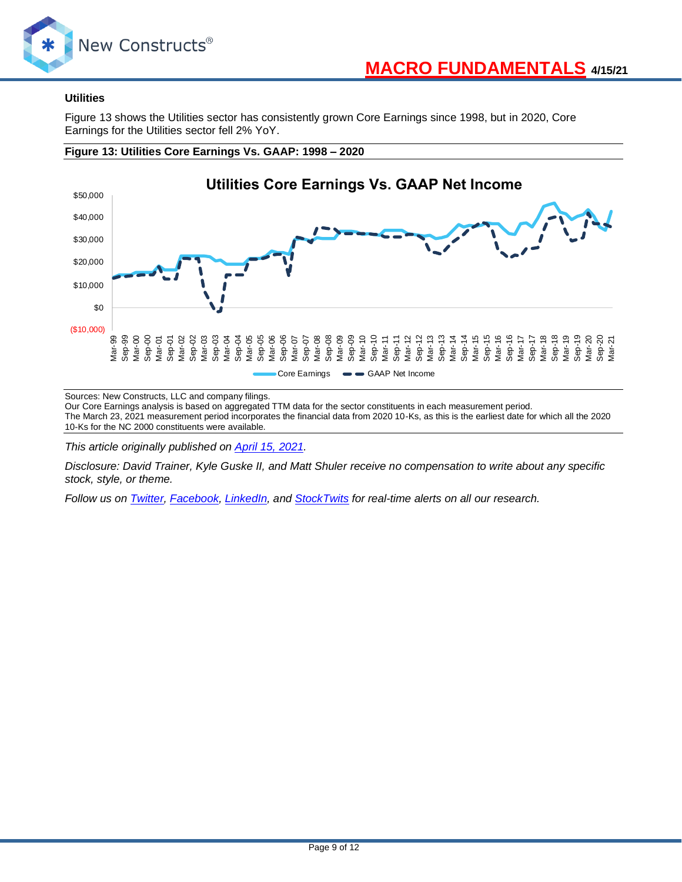### Utilities

Figure 13 shows the Utilities sector has consistently grown Core Earnings since 1998, but in 2020, Core Earnings for the Utilities sector fell 2% YoY.

**Figure 13: Utilities Core Earnings Vs. GAAP: 1998 – 2020**

Sources: New Constructs, LLC and company filings.
Our Core Earnings analysis is based on aggregated TTM data for the sector constituents in each measurement period.
The March 23, 2021 measurement period incorporates the financial data from 2020 10-Ks, as this is the earliest date for which all the 2020 10-Ks for the NC 2000 constituents were available.

*This article originally published on [April 15, 2021](https://www.newconstructs.com/macro-fundamentals-core-earnings-are-just-fine/).*

*Disclosure: David Trainer, Kyle Guske II, and Matt Shuler receive no compensation to write about any specific stock, style, or theme.*

*Follow us on [Twitter](https://twitter.com/NewConstructs), [Facebook](https://www.facebook.com/newconstructsllc/), [LinkedIn](https://www.linkedin.com/company/new-constructs), and [StockTwits](https://stocktwits.com/dtrainer_NewConstructs) for real-time alerts on all our research.*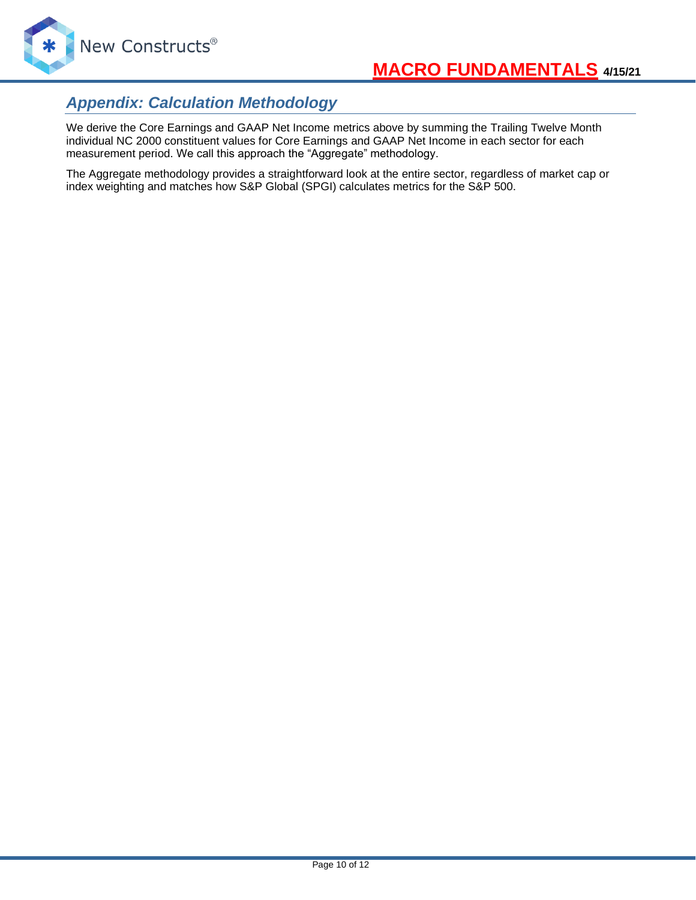## *Appendix: Calculation Methodology*

We derive the Core Earnings and GAAP Net Income metrics above by summing the Trailing Twelve Month individual NC 2000 constituent values for Core Earnings and GAAP Net Income in each sector for each measurement period. We call this approach the "Aggregate" methodology.

The Aggregate methodology provides a straightforward look at the entire sector, regardless of market cap or index weighting and matches how S&P Global (SPGI) calculates metrics for the S&P 500.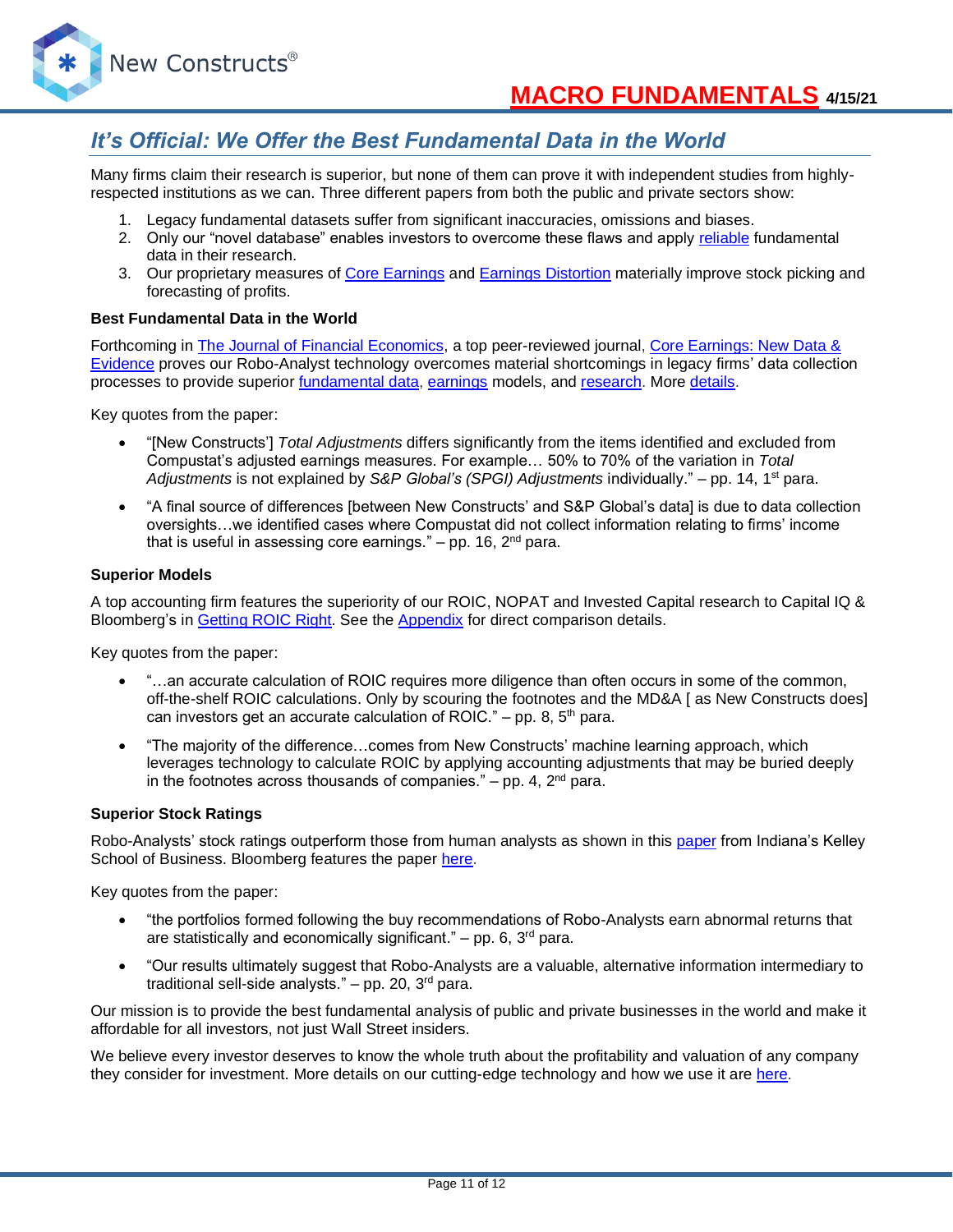## It's Official: We Offer the Best Fundamental Data in the World

Many firms claim their research is superior, but none of them can prove it with independent studies from highly-respected institutions as we can. Three different papers from both the public and private sectors show:

1. Legacy fundamental datasets suffer from significant inaccuracies, omissions and biases.
2. Only our "novel database" enables investors to overcome these flaws and apply reliable fundamental data in their research.
3. Our proprietary measures of Core Earnings and Earnings Distortion materially improve stock picking and forecasting of profits.

**Best Fundamental Data in the World**

Forthcoming in The Journal of Financial Economics, a top peer-reviewed journal, Core Earnings: New Data & Evidence proves our Robo-Analyst technology overcomes material shortcomings in legacy firms' data collection processes to provide superior fundamental data, earnings models, and research. More details.

Key quotes from the paper:

- "[New Constructs'] *Total Adjustments* differs significantly from the items identified and excluded from Compustat's adjusted earnings measures. For example… 50% to 70% of the variation in *Total Adjustments* is not explained by *S&P Global's (SPGI) Adjustments* individually." – pp. 14, 1st para.
- "A final source of differences [between New Constructs' and S&P Global's data] is due to data collection oversights…we identified cases where Compustat did not collect information relating to firms' income that is useful in assessing core earnings." – pp. 16, 2nd para.

**Superior Models**

A top accounting firm features the superiority of our ROIC, NOPAT and Invested Capital research to Capital IQ & Bloomberg's in Getting ROIC Right. See the Appendix for direct comparison details.

Key quotes from the paper:

- "…an accurate calculation of ROIC requires more diligence than often occurs in some of the common, off-the-shelf ROIC calculations. Only by scouring the footnotes and the MD&A [ as New Constructs does] can investors get an accurate calculation of ROIC." – pp. 8, 5th para.
- "The majority of the difference…comes from New Constructs' machine learning approach, which leverages technology to calculate ROIC by applying accounting adjustments that may be buried deeply in the footnotes across thousands of companies." – pp. 4, 2nd para.

**Superior Stock Ratings**

Robo-Analysts' stock ratings outperform those from human analysts as shown in this paper from Indiana's Kelley School of Business. Bloomberg features the paper here.

Key quotes from the paper:

- "the portfolios formed following the buy recommendations of Robo-Analysts earn abnormal returns that are statistically and economically significant." – pp. 6, 3rd para.
- "Our results ultimately suggest that Robo-Analysts are a valuable, alternative information intermediary to traditional sell-side analysts." – pp. 20, 3rd para.

Our mission is to provide the best fundamental analysis of public and private businesses in the world and make it affordable for all investors, not just Wall Street insiders.

We believe every investor deserves to know the whole truth about the profitability and valuation of any company they consider for investment. More details on our cutting-edge technology and how we use it are here.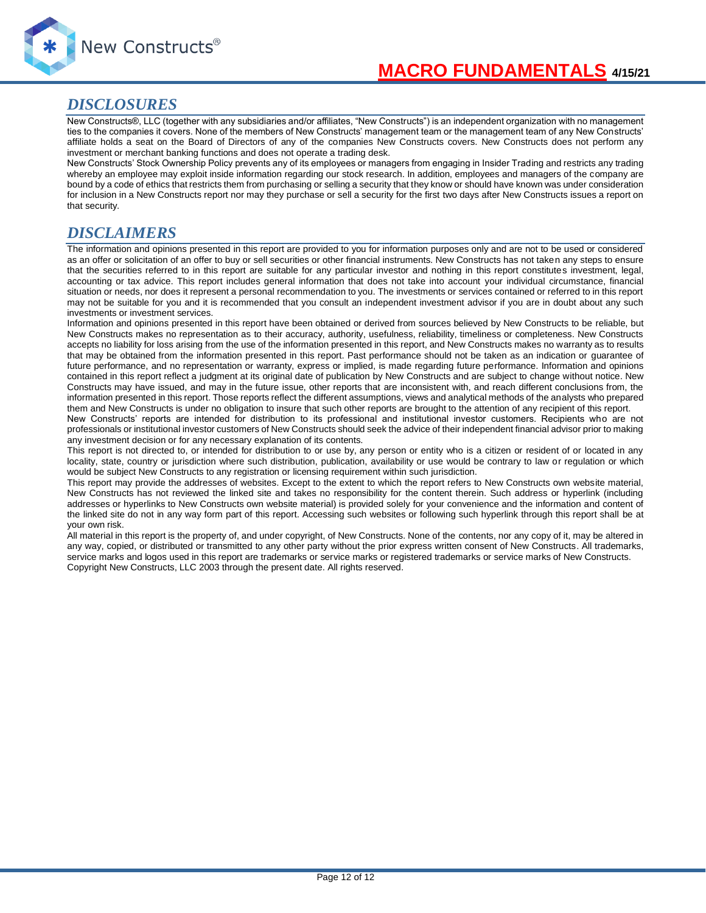## DISCLOSURES

New Constructs®, LLC (together with any subsidiaries and/or affiliates, "New Constructs") is an independent organization with no management ties to the companies it covers. None of the members of New Constructs' management team or the management team of any New Constructs' affiliate holds a seat on the Board of Directors of any of the companies New Constructs covers. New Constructs does not perform any investment or merchant banking functions and does not operate a trading desk.

New Constructs' Stock Ownership Policy prevents any of its employees or managers from engaging in Insider Trading and restricts any trading whereby an employee may exploit inside information regarding our stock research. In addition, employees and managers of the company are bound by a code of ethics that restricts them from purchasing or selling a security that they know or should have known was under consideration for inclusion in a New Constructs report nor may they purchase or sell a security for the first two days after New Constructs issues a report on that security.

## DISCLAIMERS

The information and opinions presented in this report are provided to you for information purposes only and are not to be used or considered as an offer or solicitation of an offer to buy or sell securities or other financial instruments. New Constructs has not taken any steps to ensure that the securities referred to in this report are suitable for any particular investor and nothing in this report constitutes investment, legal, accounting or tax advice. This report includes general information that does not take into account your individual circumstance, financial situation or needs, nor does it represent a personal recommendation to you. The investments or services contained or referred to in this report may not be suitable for you and it is recommended that you consult an independent investment advisor if you are in doubt about any such investments or investment services.

Information and opinions presented in this report have been obtained or derived from sources believed by New Constructs to be reliable, but New Constructs makes no representation as to their accuracy, authority, usefulness, reliability, timeliness or completeness. New Constructs accepts no liability for loss arising from the use of the information presented in this report, and New Constructs makes no warranty as to results that may be obtained from the information presented in this report. Past performance should not be taken as an indication or guarantee of future performance, and no representation or warranty, express or implied, is made regarding future performance. Information and opinions contained in this report reflect a judgment at its original date of publication by New Constructs and are subject to change without notice. New Constructs may have issued, and may in the future issue, other reports that are inconsistent with, and reach different conclusions from, the information presented in this report. Those reports reflect the different assumptions, views and analytical methods of the analysts who prepared them and New Constructs is under no obligation to insure that such other reports are brought to the attention of any recipient of this report.

New Constructs' reports are intended for distribution to its professional and institutional investor customers. Recipients who are not professionals or institutional investor customers of New Constructs should seek the advice of their independent financial advisor prior to making any investment decision or for any necessary explanation of its contents.

This report is not directed to, or intended for distribution to or use by, any person or entity who is a citizen or resident of or located in any locality, state, country or jurisdiction where such distribution, publication, availability or use would be contrary to law or regulation or which would be subject New Constructs to any registration or licensing requirement within such jurisdiction.

This report may provide the addresses of websites. Except to the extent to which the report refers to New Constructs own website material, New Constructs has not reviewed the linked site and takes no responsibility for the content therein. Such address or hyperlink (including addresses or hyperlinks to New Constructs own website material) is provided solely for your convenience and the information and content of the linked site do not in any way form part of this report. Accessing such websites or following such hyperlink through this report shall be at your own risk.

All material in this report is the property of, and under copyright, of New Constructs. None of the contents, nor any copy of it, may be altered in any way, copied, or distributed or transmitted to any other party without the prior express written consent of New Constructs. All trademarks, service marks and logos used in this report are trademarks or service marks or registered trademarks or service marks of New Constructs.

Copyright New Constructs, LLC 2003 through the present date. All rights reserved.